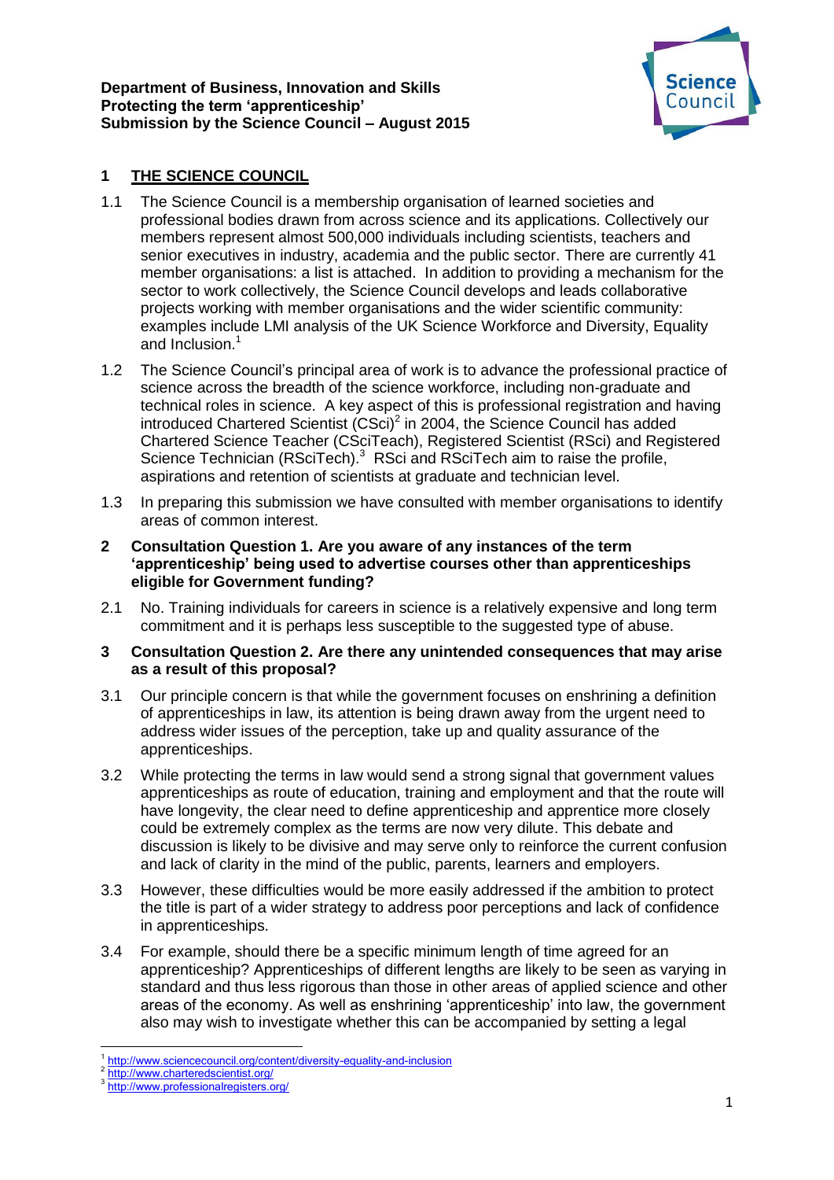**Department of Business, Innovation and Skills**
**Protecting the term 'apprenticeship'**
**Submission by the Science Council – August 2015**

## 1 THE SCIENCE COUNCIL

1.1 The Science Council is a membership organisation of learned societies and professional bodies drawn from across science and its applications. Collectively our members represent almost 500,000 individuals including scientists, teachers and senior executives in industry, academia and the public sector. There are currently 41 member organisations: a list is attached. In addition to providing a mechanism for the sector to work collectively, the Science Council develops and leads collaborative projects working with member organisations and the wider scientific community: examples include LMI analysis of the UK Science Workforce and Diversity, Equality and Inclusion.[1]

1.2 The Science Council's principal area of work is to advance the professional practice of science across the breadth of the science workforce, including non-graduate and technical roles in science. A key aspect of this is professional registration and having introduced Chartered Scientist (CSci)[2] in 2004, the Science Council has added Chartered Science Teacher (CSciTeach), Registered Scientist (RSci) and Registered Science Technician (RSciTech).[3] RSci and RSciTech aim to raise the profile, aspirations and retention of scientists at graduate and technician level.

1.3 In preparing this submission we have consulted with member organisations to identify areas of common interest.

## 2 Consultation Question 1. Are you aware of any instances of the term 'apprenticeship' being used to advertise courses other than apprenticeships eligible for Government funding?

2.1 No. Training individuals for careers in science is a relatively expensive and long term commitment and it is perhaps less susceptible to the suggested type of abuse.

## 3 Consultation Question 2. Are there any unintended consequences that may arise as a result of this proposal?

3.1 Our principle concern is that while the government focuses on enshrining a definition of apprenticeships in law, its attention is being drawn away from the urgent need to address wider issues of the perception, take up and quality assurance of the apprenticeships.

3.2 While protecting the terms in law would send a strong signal that government values apprenticeships as route of education, training and employment and that the route will have longevity, the clear need to define apprenticeship and apprentice more closely could be extremely complex as the terms are now very dilute. This debate and discussion is likely to be divisive and may serve only to reinforce the current confusion and lack of clarity in the mind of the public, parents, learners and employers.

3.3 However, these difficulties would be more easily addressed if the ambition to protect the title is part of a wider strategy to address poor perceptions and lack of confidence in apprenticeships.

3.4 For example, should there be a specific minimum length of time agreed for an apprenticeship? Apprenticeships of different lengths are likely to be seen as varying in standard and thus less rigorous than those in other areas of applied science and other areas of the economy. As well as enshrining 'apprenticeship' into law, the government also may wish to investigate whether this can be accompanied by setting a legal

---

[1] http://www.sciencecouncil.org/content/diversity-equality-and-inclusion
[2] http://www.charteredscientist.org/
[3] http://www.professionalregisters.org/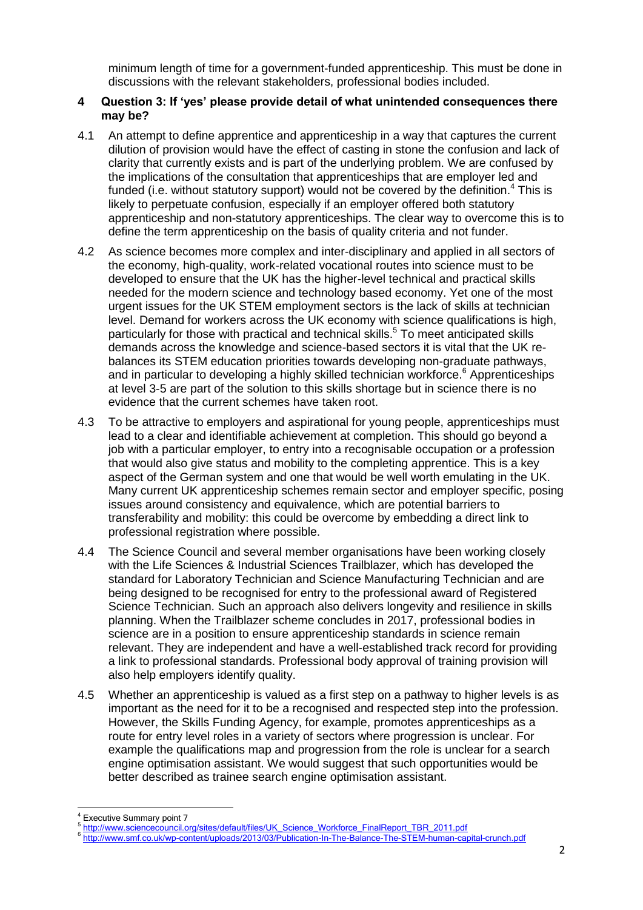minimum length of time for a government-funded apprenticeship. This must be done in discussions with the relevant stakeholders, professional bodies included.

## 4 Question 3: If 'yes' please provide detail of what unintended consequences there may be?

4.1 An attempt to define apprentice and apprenticeship in a way that captures the current dilution of provision would have the effect of casting in stone the confusion and lack of clarity that currently exists and is part of the underlying problem. We are confused by the implications of the consultation that apprenticeships that are employer led and funded (i.e. without statutory support) would not be covered by the definition.[4] This is likely to perpetuate confusion, especially if an employer offered both statutory apprenticeship and non-statutory apprenticeships. The clear way to overcome this is to define the term apprenticeship on the basis of quality criteria and not funder.

4.2 As science becomes more complex and inter-disciplinary and applied in all sectors of the economy, high-quality, work-related vocational routes into science must to be developed to ensure that the UK has the higher-level technical and practical skills needed for the modern science and technology based economy. Yet one of the most urgent issues for the UK STEM employment sectors is the lack of skills at technician level. Demand for workers across the UK economy with science qualifications is high, particularly for those with practical and technical skills.[5] To meet anticipated skills demands across the knowledge and science-based sectors it is vital that the UK re-balances its STEM education priorities towards developing non-graduate pathways, and in particular to developing a highly skilled technician workforce.[6] Apprenticeships at level 3-5 are part of the solution to this skills shortage but in science there is no evidence that the current schemes have taken root.

4.3 To be attractive to employers and aspirational for young people, apprenticeships must lead to a clear and identifiable achievement at completion. This should go beyond a job with a particular employer, to entry into a recognisable occupation or a profession that would also give status and mobility to the completing apprentice. This is a key aspect of the German system and one that would be well worth emulating in the UK. Many current UK apprenticeship schemes remain sector and employer specific, posing issues around consistency and equivalence, which are potential barriers to transferability and mobility: this could be overcome by embedding a direct link to professional registration where possible.

4.4 The Science Council and several member organisations have been working closely with the Life Sciences & Industrial Sciences Trailblazer, which has developed the standard for Laboratory Technician and Science Manufacturing Technician and are being designed to be recognised for entry to the professional award of Registered Science Technician. Such an approach also delivers longevity and resilience in skills planning. When the Trailblazer scheme concludes in 2017, professional bodies in science are in a position to ensure apprenticeship standards in science remain relevant. They are independent and have a well-established track record for providing a link to professional standards. Professional body approval of training provision will also help employers identify quality.

4.5 Whether an apprenticeship is valued as a first step on a pathway to higher levels is as important as the need for it to be a recognised and respected step into the profession. However, the Skills Funding Agency, for example, promotes apprenticeships as a route for entry level roles in a variety of sectors where progression is unclear. For example the qualifications map and progression from the role is unclear for a search engine optimisation assistant. We would suggest that such opportunities would be better described as trainee search engine optimisation assistant.

---

[4] Executive Summary point 7

[5] http://www.sciencecouncil.org/sites/default/files/UK_Science_Workforce_FinalReport_TBR_2011.pdf

[6] http://www.smf.co.uk/wp-content/uploads/2013/03/Publication-In-The-Balance-The-STEM-human-capital-crunch.pdf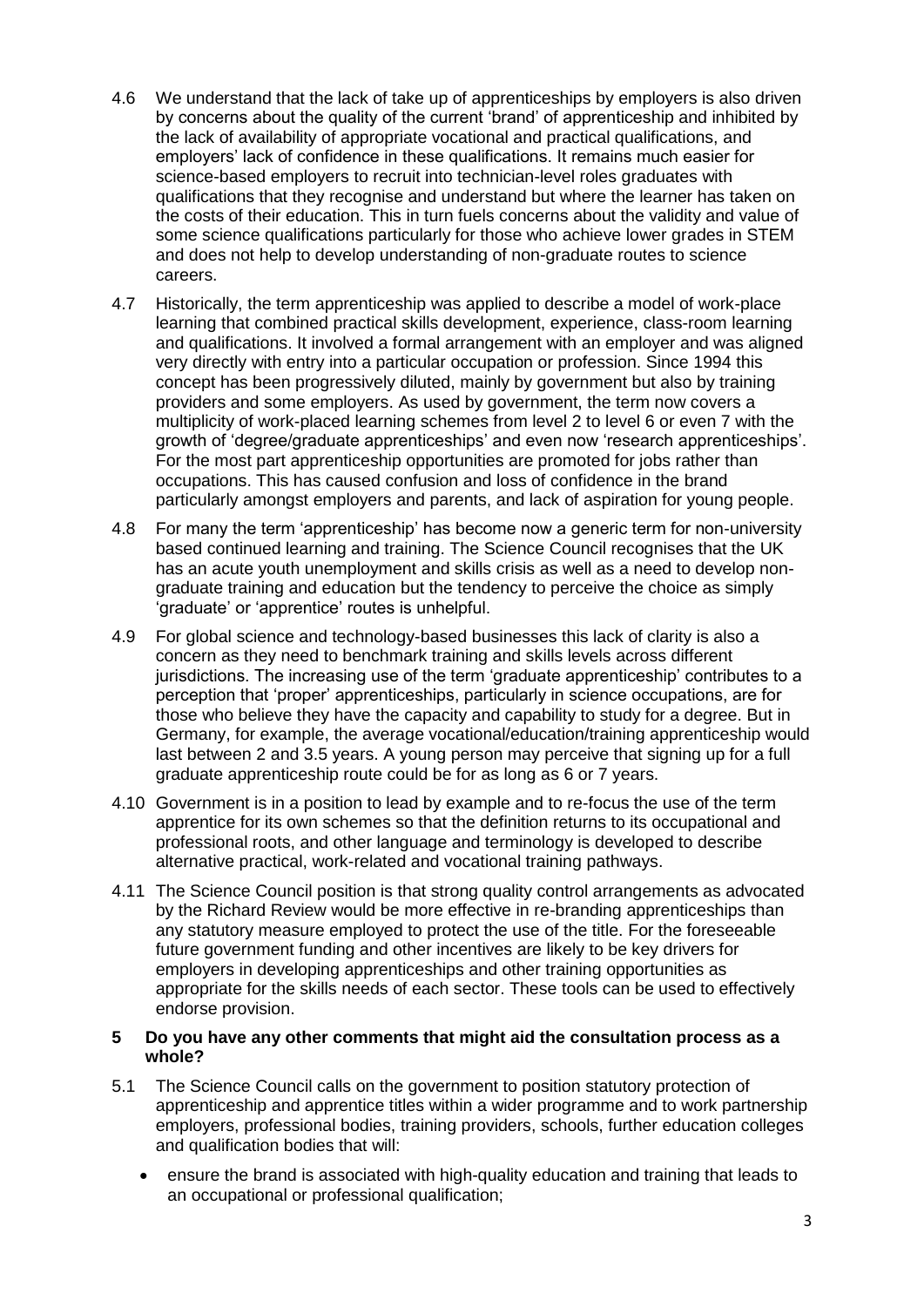4.6 We understand that the lack of take up of apprenticeships by employers is also driven by concerns about the quality of the current 'brand' of apprenticeship and inhibited by the lack of availability of appropriate vocational and practical qualifications, and employers' lack of confidence in these qualifications. It remains much easier for science-based employers to recruit into technician-level roles graduates with qualifications that they recognise and understand but where the learner has taken on the costs of their education. This in turn fuels concerns about the validity and value of some science qualifications particularly for those who achieve lower grades in STEM and does not help to develop understanding of non-graduate routes to science careers.

4.7 Historically, the term apprenticeship was applied to describe a model of work-place learning that combined practical skills development, experience, class-room learning and qualifications. It involved a formal arrangement with an employer and was aligned very directly with entry into a particular occupation or profession. Since 1994 this concept has been progressively diluted, mainly by government but also by training providers and some employers. As used by government, the term now covers a multiplicity of work-placed learning schemes from level 2 to level 6 or even 7 with the growth of 'degree/graduate apprenticeships' and even now 'research apprenticeships'. For the most part apprenticeship opportunities are promoted for jobs rather than occupations. This has caused confusion and loss of confidence in the brand particularly amongst employers and parents, and lack of aspiration for young people.

4.8 For many the term 'apprenticeship' has become now a generic term for non-university based continued learning and training. The Science Council recognises that the UK has an acute youth unemployment and skills crisis as well as a need to develop non-graduate training and education but the tendency to perceive the choice as simply 'graduate' or 'apprentice' routes is unhelpful.

4.9 For global science and technology-based businesses this lack of clarity is also a concern as they need to benchmark training and skills levels across different jurisdictions. The increasing use of the term 'graduate apprenticeship' contributes to a perception that 'proper' apprenticeships, particularly in science occupations, are for those who believe they have the capacity and capability to study for a degree. But in Germany, for example, the average vocational/education/training apprenticeship would last between 2 and 3.5 years. A young person may perceive that signing up for a full graduate apprenticeship route could be for as long as 6 or 7 years.

4.10 Government is in a position to lead by example and to re-focus the use of the term apprentice for its own schemes so that the definition returns to its occupational and professional roots, and other language and terminology is developed to describe alternative practical, work-related and vocational training pathways.

4.11 The Science Council position is that strong quality control arrangements as advocated by the Richard Review would be more effective in re-branding apprenticeships than any statutory measure employed to protect the use of the title. For the foreseeable future government funding and other incentives are likely to be key drivers for employers in developing apprenticeships and other training opportunities as appropriate for the skills needs of each sector. These tools can be used to effectively endorse provision.

## 5 Do you have any other comments that might aid the consultation process as a whole?

5.1 The Science Council calls on the government to position statutory protection of apprenticeship and apprentice titles within a wider programme and to work partnership employers, professional bodies, training providers, schools, further education colleges and qualification bodies that will:

- ensure the brand is associated with high-quality education and training that leads to an occupational or professional qualification;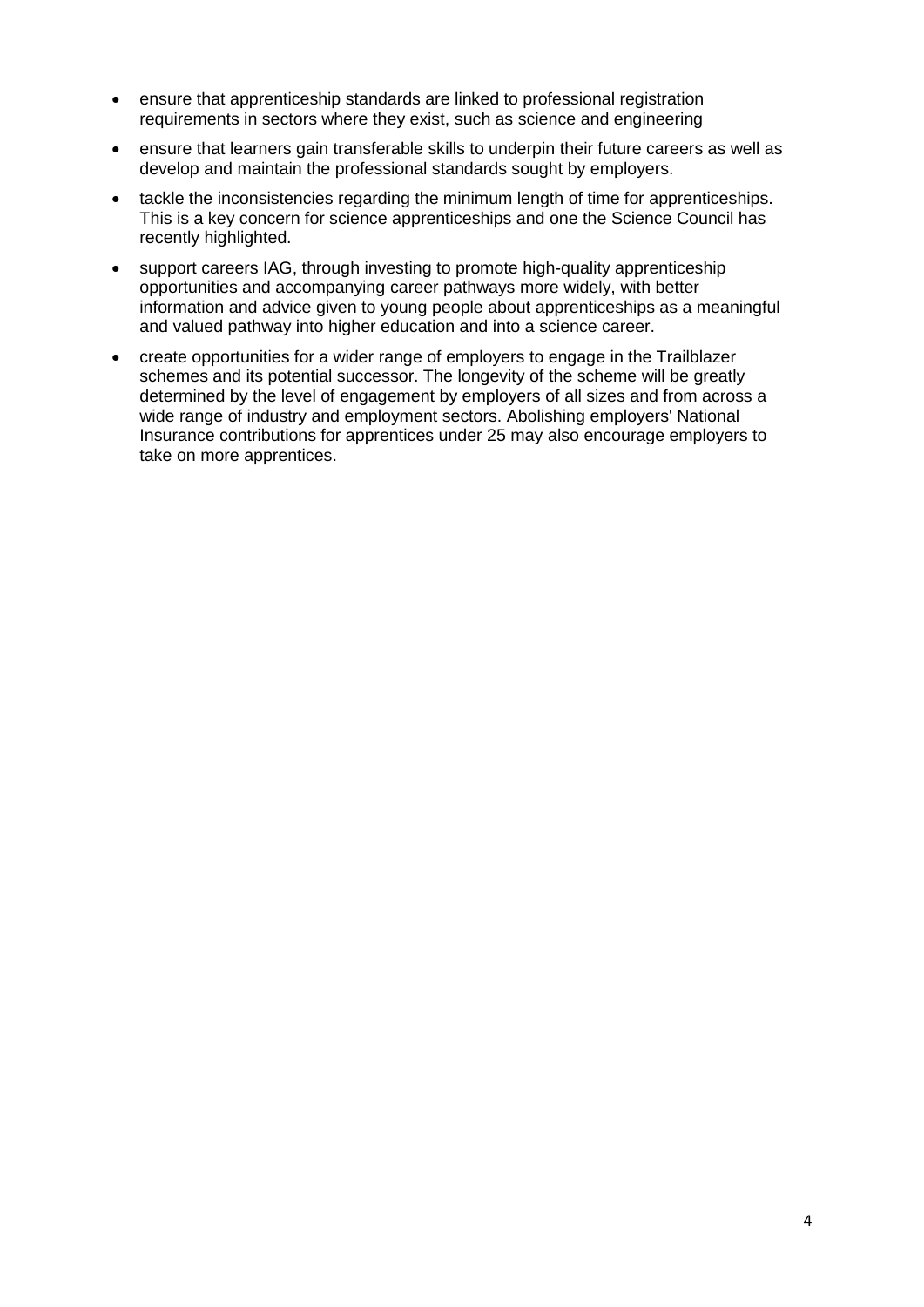- ensure that apprenticeship standards are linked to professional registration requirements in sectors where they exist, such as science and engineering
- ensure that learners gain transferable skills to underpin their future careers as well as develop and maintain the professional standards sought by employers.
- tackle the inconsistencies regarding the minimum length of time for apprenticeships. This is a key concern for science apprenticeships and one the Science Council has recently highlighted.
- support careers IAG, through investing to promote high-quality apprenticeship opportunities and accompanying career pathways more widely, with better information and advice given to young people about apprenticeships as a meaningful and valued pathway into higher education and into a science career.
- create opportunities for a wider range of employers to engage in the Trailblazer schemes and its potential successor. The longevity of the scheme will be greatly determined by the level of engagement by employers of all sizes and from across a wide range of industry and employment sectors. Abolishing employers' National Insurance contributions for apprentices under 25 may also encourage employers to take on more apprentices.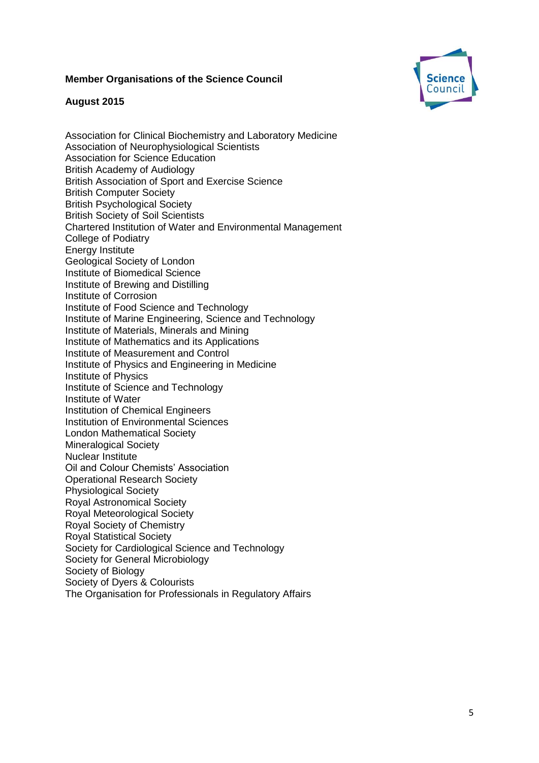**Member Organisations of the Science Council**

**August 2015**

Association for Clinical Biochemistry and Laboratory Medicine
Association of Neurophysiological Scientists
Association for Science Education
British Academy of Audiology
British Association of Sport and Exercise Science
British Computer Society
British Psychological Society
British Society of Soil Scientists
Chartered Institution of Water and Environmental Management
College of Podiatry
Energy Institute
Geological Society of London
Institute of Biomedical Science
Institute of Brewing and Distilling
Institute of Corrosion
Institute of Food Science and Technology
Institute of Marine Engineering, Science and Technology
Institute of Materials, Minerals and Mining
Institute of Mathematics and its Applications
Institute of Measurement and Control
Institute of Physics and Engineering in Medicine
Institute of Physics
Institute of Science and Technology
Institute of Water
Institution of Chemical Engineers
Institution of Environmental Sciences
London Mathematical Society
Mineralogical Society
Nuclear Institute
Oil and Colour Chemists' Association
Operational Research Society
Physiological Society
Royal Astronomical Society
Royal Meteorological Society
Royal Society of Chemistry
Royal Statistical Society
Society for Cardiological Science and Technology
Society for General Microbiology
Society of Biology
Society of Dyers & Colourists
The Organisation for Professionals in Regulatory Affairs